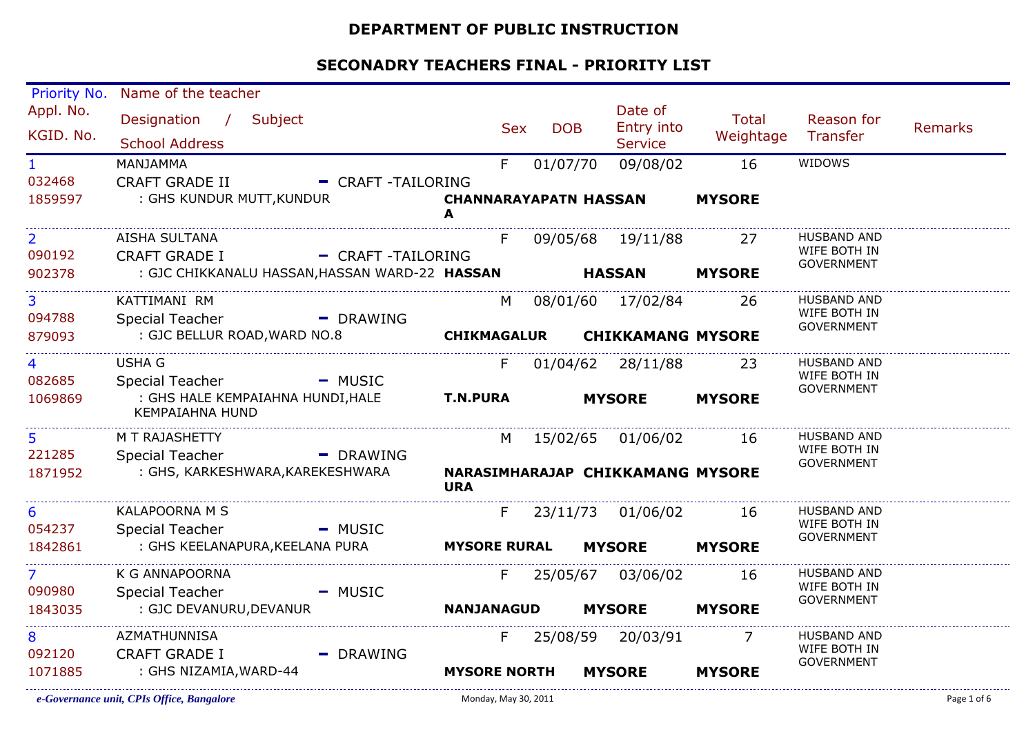# DEPARTMENT OF PUBLIC INSTRUCTION

## SECONADRY TEACHERS FINAL - PRIORITY LIST

| Priority No. / Appl. No. / KGID. No. | Name of the teacher / Designation / Subject / School Address | | | Sex | DOB | Date of Entry into Service | Total Weightage | Reason for Transfer | Remarks |
|---|---|---|---|---|---|---|---|---|---|
| 1<br>032468<br>1859597 | MANJAMMA<br>CRAFT GRADE II - CRAFT -TAILORING<br>: GHS KUNDUR MUTT,KUNDUR | **CHANNARAYAPATNA** | **HASSAN** | F | 01/07/70 | 09/08/02 | 16<br>**MYSORE** | WIDOWS | |
| 2<br>090192<br>902378 | AISHA SULTANA<br>CRAFT GRADE I - CRAFT -TAILORING<br>: GJC CHIKKANALU HASSAN,HASSAN WARD-22 | **HASSAN** | **HASSAN** | F | 09/05/68 | 19/11/88 | 27<br>**MYSORE** | HUSBAND AND WIFE BOTH IN GOVERNMENT | |
| 3<br>094788<br>879093 | KATTIMANI RM<br>Special Teacher - DRAWING<br>: GJC BELLUR ROAD,WARD NO.8 | **CHIKMAGALUR** | **CHIKKAMANG** | M | 08/01/60 | 17/02/84 | 26<br>**MYSORE** | HUSBAND AND WIFE BOTH IN GOVERNMENT | |
| 4<br>082685<br>1069869 | USHA G<br>Special Teacher - MUSIC<br>: GHS HALE KEMPAIAHNA HUNDI,HALE KEMPAIAHNA HUND | **T.N.PURA** | **MYSORE** | F | 01/04/62 | 28/11/88 | 23<br>**MYSORE** | HUSBAND AND WIFE BOTH IN GOVERNMENT | |
| 5<br>221285<br>1871952 | M T RAJASHETTY<br>Special Teacher - DRAWING<br>: GHS, KARKESHWARA,KAREKESHWARA | **NARASIMHARAJAPURA** | **CHIKKAMANG** | M | 15/02/65 | 01/06/02 | 16<br>**MYSORE** | HUSBAND AND WIFE BOTH IN GOVERNMENT | |
| 6<br>054237<br>1842861 | KALAPOORNA M S<br>Special Teacher - MUSIC<br>: GHS KEELANAPURA,KEELANA PURA | **MYSORE RURAL** | **MYSORE** | F | 23/11/73 | 01/06/02 | 16<br>**MYSORE** | HUSBAND AND WIFE BOTH IN GOVERNMENT | |
| 7<br>090980<br>1843035 | K G ANNAPOORNA<br>Special Teacher - MUSIC<br>: GJC DEVANURU,DEVANUR | **NANJANAGUD** | **MYSORE** | F | 25/05/67 | 03/06/02 | 16<br>**MYSORE** | HUSBAND AND WIFE BOTH IN GOVERNMENT | |
| 8<br>092120<br>1071885 | AZMATHUNNISA<br>CRAFT GRADE I - DRAWING<br>: GHS NIZAMIA,WARD-44 | **MYSORE NORTH** | **MYSORE** | F | 25/08/59 | 20/03/91 | 7<br>**MYSORE** | HUSBAND AND WIFE BOTH IN GOVERNMENT | |

*e-Governance unit, CPIs Office, Bangalore* — Monday, May 30, 2011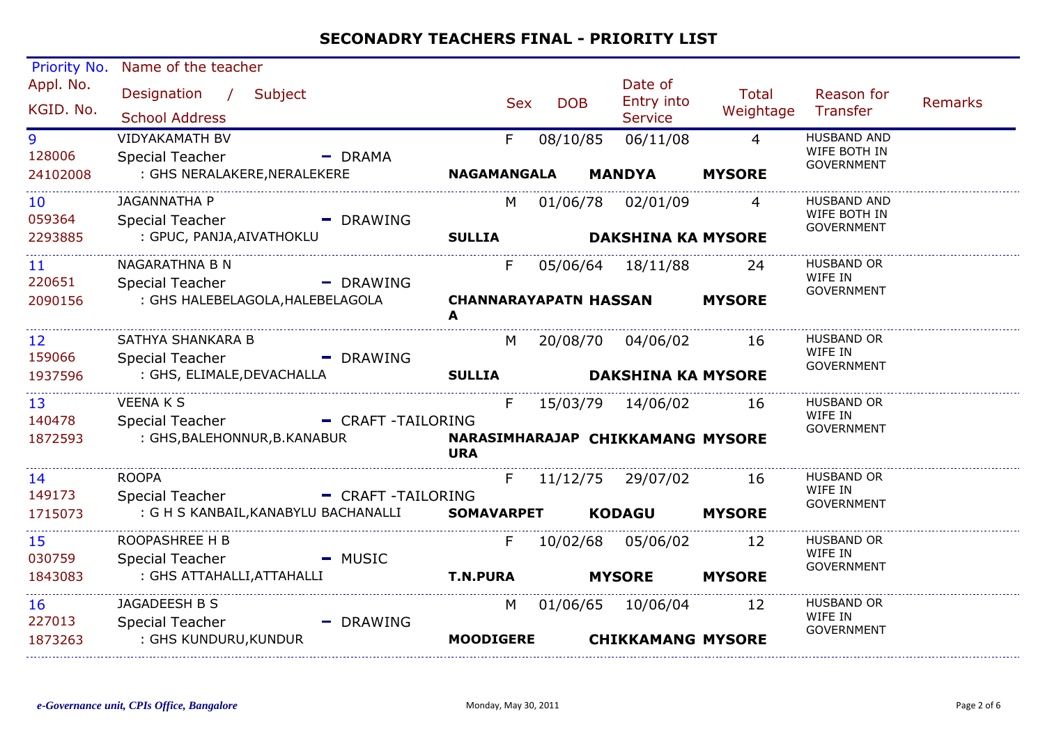# SECONADRY TEACHERS FINAL - PRIORITY LIST

| Priority No. / Appl. No. / KGID. No. | Name of the teacher / Designation / Subject / School Address | Sex | DOB | Date of Entry into Service | Total Weightage | Reason for Transfer | Remarks |
|---|---|---|---|---|---|---|---|
| 9 / 128006 / 24102008 | VIDYAKAMATH BV / Special Teacher - DRAMA / : GHS NERALAKERE,NERALEKERE / **NAGAMANGALA** **MANDYA** **MYSORE** | F | 08/10/85 | 06/11/08 | 4 | HUSBAND AND WIFE BOTH IN GOVERNMENT | |
| 10 / 059364 / 2293885 | JAGANNATHA P / Special Teacher - DRAWING / : GPUC, PANJA,AIVATHOKLU / **SULLIA** **DAKSHINA KA** **MYSORE** | M | 01/06/78 | 02/01/09 | 4 | HUSBAND AND WIFE BOTH IN GOVERNMENT | |
| 11 / 220651 / 2090156 | NAGARATHNA B N / Special Teacher - DRAWING / : GHS HALEBELAGOLA,HALEBELAGOLA / **CHANNARAYAPATNA** **HASSAN** **MYSORE** | F | 05/06/64 | 18/11/88 | 24 | HUSBAND OR WIFE IN GOVERNMENT | |
| 12 / 159066 / 1937596 | SATHYA SHANKARA B / Special Teacher - DRAWING / : GHS, ELIMALE,DEVACHALLA / **SULLIA** **DAKSHINA KA** **MYSORE** | M | 20/08/70 | 04/06/02 | 16 | HUSBAND OR WIFE IN GOVERNMENT | |
| 13 / 140478 / 1872593 | VEENA K S / Special Teacher - CRAFT -TAILORING / : GHS,BALEHONNUR,B.KANABUR / **NARASIMHARAJAPURA** **CHIKKAMANG** **MYSORE** | F | 15/03/79 | 14/06/02 | 16 | HUSBAND OR WIFE IN GOVERNMENT | |
| 14 / 149173 / 1715073 | ROOPA / Special Teacher - CRAFT -TAILORING / : G H S KANBAIL,KANABYLU BACHANALLI / **SOMAVARPET** **KODAGU** **MYSORE** | F | 11/12/75 | 29/07/02 | 16 | HUSBAND OR WIFE IN GOVERNMENT | |
| 15 / 030759 / 1843083 | ROOPASHREE H B / Special Teacher - MUSIC / : GHS ATTAHALLI,ATTAHALLI / **T.N.PURA** **MYSORE** **MYSORE** | F | 10/02/68 | 05/06/02 | 12 | HUSBAND OR WIFE IN GOVERNMENT | |
| 16 / 227013 / 1873263 | JAGADEESH B S / Special Teacher - DRAWING / : GHS KUNDURU,KUNDUR / **MOODIGERE** **CHIKKAMANG** **MYSORE** | M | 01/06/65 | 10/06/04 | 12 | HUSBAND OR WIFE IN GOVERNMENT | |

*e-Governance unit, CPIs Office, Bangalore* Monday, May 30, 2011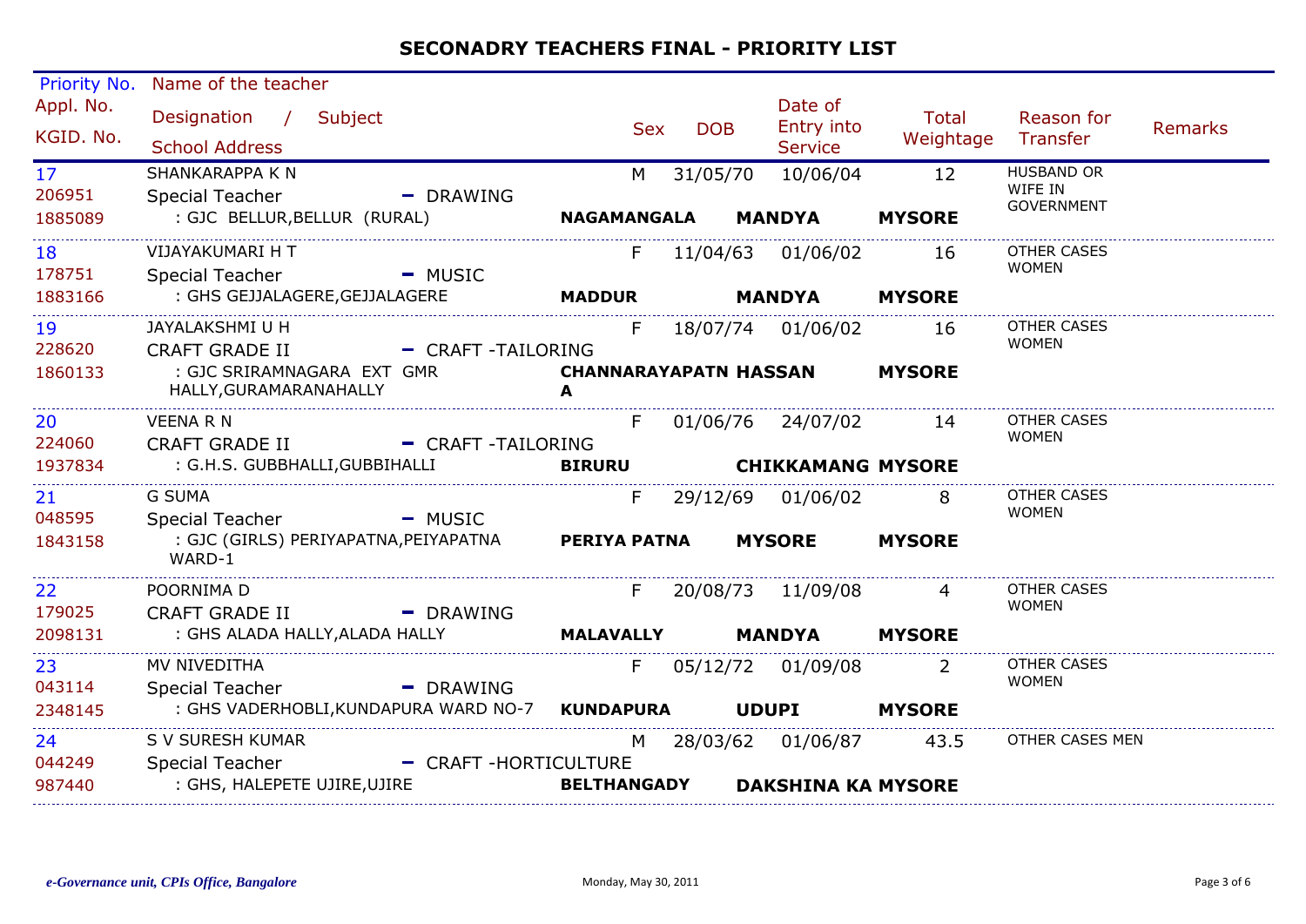## SECONADRY TEACHERS FINAL - PRIORITY LIST

| Priority No. / Appl. No. / KGID. No. | Name of the teacher / Designation / Subject / School Address | | Sex | DOB | Date of Entry into Service | Total Weightage | Reason for Transfer | Remarks |
|---|---|---|---|---|---|---|---|---|
| 17<br>206951<br>1885089 | SHANKARAPPA K N<br>Special Teacher - DRAWING<br>: GJC BELLUR,BELLUR (RURAL) | **NAGAMANGALA** | M | 31/05/70 | 10/06/04<br>**MANDYA** | 12<br>**MYSORE** | HUSBAND OR WIFE IN GOVERNMENT | |
| 18<br>178751<br>1883166 | VIJAYAKUMARI H T<br>Special Teacher - MUSIC<br>: GHS GEJJALAGERE,GEJJALAGERE | **MADDUR** | F | 11/04/63 | 01/06/02<br>**MANDYA** | 16<br>**MYSORE** | OTHER CASES WOMEN | |
| 19<br>228620<br>1860133 | JAYALAKSHMI U H<br>CRAFT GRADE II - CRAFT -TAILORING<br>: GJC SRIRAMNAGARA EXT GMR HALLY,GURAMARANAHALLY | **CHANNARAYAPATNA** | F | 18/07/74 | 01/06/02<br>**HASSAN** | 16<br>**MYSORE** | OTHER CASES WOMEN | |
| 20<br>224060<br>1937834 | VEENA R N<br>CRAFT GRADE II - CRAFT -TAILORING<br>: G.H.S. GUBBHALLI,GUBBIHALLI | **BIRURU** | F | 01/06/76 | 24/07/02<br>**CHIKKAMANG** | 14<br>**MYSORE** | OTHER CASES WOMEN | |
| 21<br>048595<br>1843158 | G SUMA<br>Special Teacher - MUSIC<br>: GJC (GIRLS) PERIYAPATNA,PEIYAPATNA WARD-1 | **PERIYA PATNA** | F | 29/12/69 | 01/06/02<br>**MYSORE** | 8<br>**MYSORE** | OTHER CASES WOMEN | |
| 22<br>179025<br>2098131 | POORNIMA D<br>CRAFT GRADE II - DRAWING<br>: GHS ALADA HALLY,ALADA HALLY | **MALAVALLY** | F | 20/08/73 | 11/09/08<br>**MANDYA** | 4<br>**MYSORE** | OTHER CASES WOMEN | |
| 23<br>043114<br>2348145 | MV NIVEDITHA<br>Special Teacher - DRAWING<br>: GHS VADERHOBLI,KUNDAPURA WARD NO-7 | **KUNDAPURA** | F | 05/12/72 | 01/09/08<br>**UDUPI** | 2<br>**MYSORE** | OTHER CASES WOMEN | |
| 24<br>044249<br>987440 | S V SURESH KUMAR<br>Special Teacher - CRAFT -HORTICULTURE<br>: GHS, HALEPETE UJIRE,UJIRE | **BELTHANGADY** | M | 28/03/62 | 01/06/87<br>**DAKSHINA KA** | 43.5<br>**MYSORE** | OTHER CASES MEN | |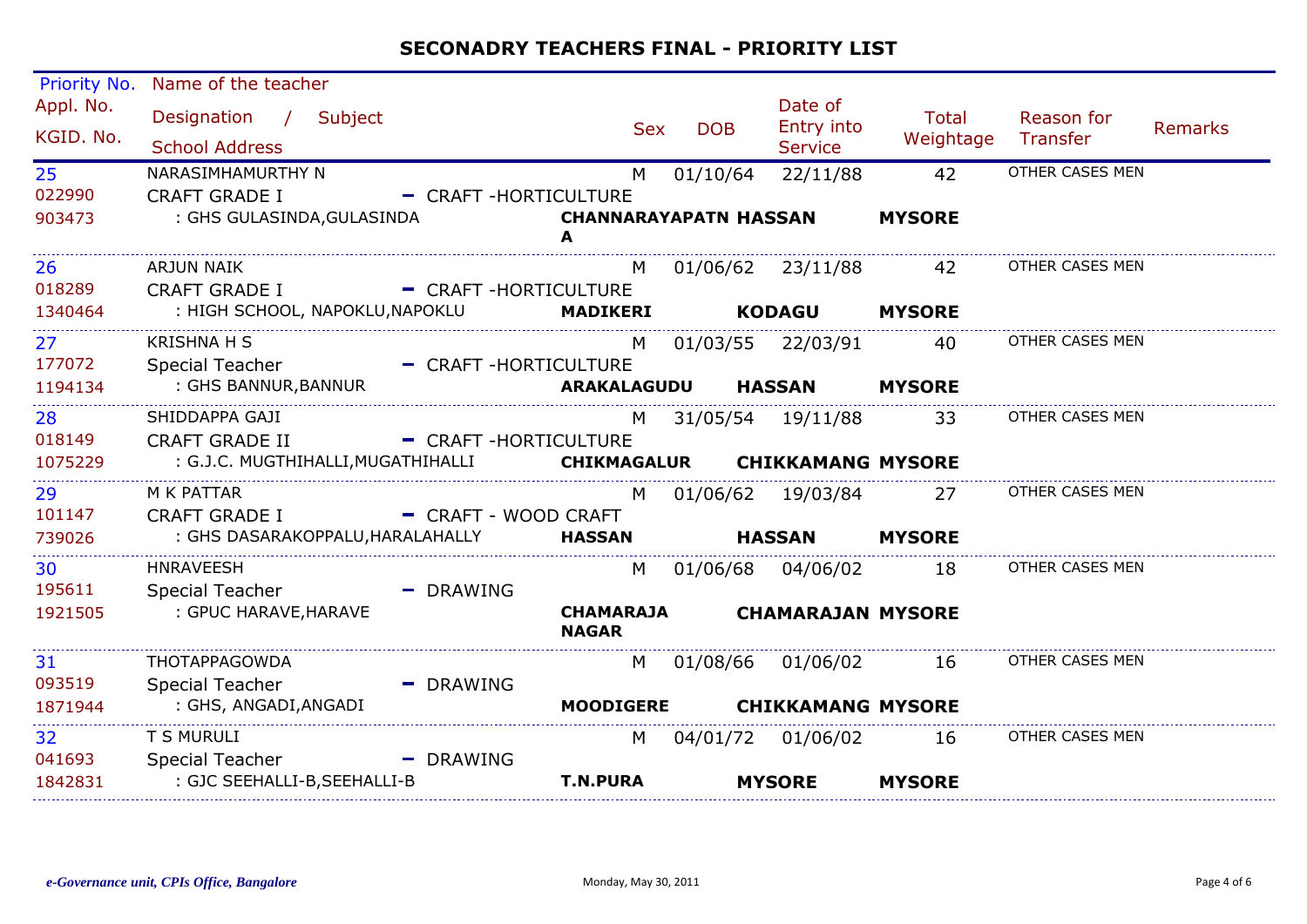# SECONADRY TEACHERS FINAL - PRIORITY LIST

| Priority No. / Appl. No. / KGID. No. | Name of the teacher / Designation / Subject / School Address | | | Sex | DOB | Date of Entry into Service | Total Weightage | Reason for Transfer | Remarks |
|---|---|---|---|---|---|---|---|---|---|
| 25<br>022990<br>903473 | NARASIMHAMURTHY N<br>CRAFT GRADE I - CRAFT -HORTICULTURE<br>: GHS GULASINDA,GULASINDA | CHANNARAYAPATNA | HASSAN | M | 01/10/64 | 22/11/88 | 42<br>MYSORE | OTHER CASES MEN | |
| 26<br>018289<br>1340464 | ARJUN NAIK<br>CRAFT GRADE I - CRAFT -HORTICULTURE<br>: HIGH SCHOOL, NAPOKLU,NAPOKLU | MADIKERI | KODAGU | M | 01/06/62 | 23/11/88 | 42<br>MYSORE | OTHER CASES MEN | |
| 27<br>177072<br>1194134 | KRISHNA H S<br>Special Teacher - CRAFT -HORTICULTURE<br>: GHS BANNUR,BANNUR | ARAKALAGUDU | HASSAN | M | 01/03/55 | 22/03/91 | 40<br>MYSORE | OTHER CASES MEN | |
| 28<br>018149<br>1075229 | SHIDDAPPA GAJI<br>CRAFT GRADE II - CRAFT -HORTICULTURE<br>: G.J.C. MUGTHIHALLI,MUGATHIHALLI | CHIKMAGALUR | CHIKKAMANG | M | 31/05/54 | 19/11/88 | 33<br>MYSORE | OTHER CASES MEN | |
| 29<br>101147<br>739026 | M K PATTAR<br>CRAFT GRADE I - CRAFT - WOOD CRAFT<br>: GHS DASARAKOPPALU,HARALAHALLY | HASSAN | HASSAN | M | 01/06/62 | 19/03/84 | 27<br>MYSORE | OTHER CASES MEN | |
| 30<br>195611<br>1921505 | HNRAVEESH<br>Special Teacher - DRAWING<br>: GPUC HARAVE,HARAVE | CHAMARAJA NAGAR | CHAMARAJAN | M | 01/06/68 | 04/06/02 | 18<br>MYSORE | OTHER CASES MEN | |
| 31<br>093519<br>1871944 | THOTAPPAGOWDA<br>Special Teacher - DRAWING<br>: GHS, ANGADI,ANGADI | MOODIGERE | CHIKKAMANG | M | 01/08/66 | 01/06/02 | 16<br>MYSORE | OTHER CASES MEN | |
| 32<br>041693<br>1842831 | T S MURULI<br>Special Teacher - DRAWING<br>: GJC SEEHALLI-B,SEEHALLI-B | T.N.PURA | MYSORE | M | 04/01/72 | 01/06/02 | 16<br>MYSORE | OTHER CASES MEN | |

*e-Governance unit, CPIs Office, Bangalore* Monday, May 30, 2011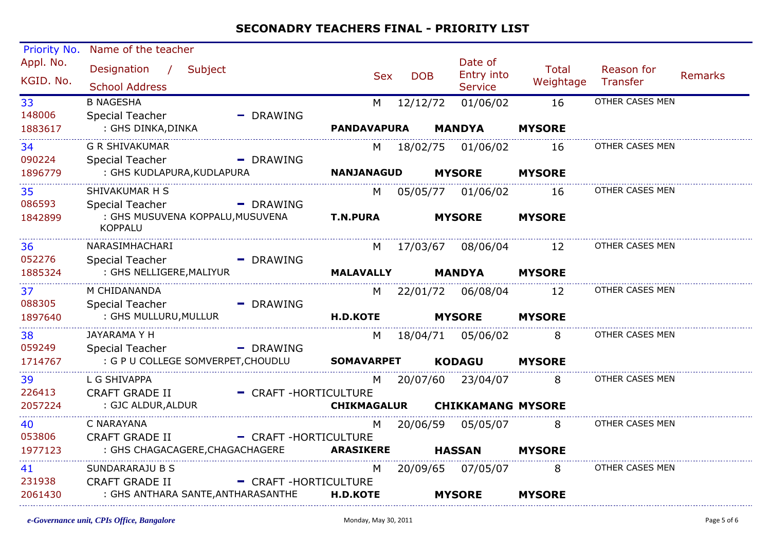# SECONADRY TEACHERS FINAL - PRIORITY LIST

| Priority No. / Appl. No. / KGID. No. | Name of the teacher / Designation / Subject / School Address | | | Sex | DOB | Date of Entry into Service | Total Weightage | Reason for Transfer | Remarks |
|---|---|---|---|---|---|---|---|---|---|
| 33 / 148006 / 1883617 | B NAGESHA / Special Teacher - DRAWING / : GHS DINKA,DINKA | PANDAVAPURA | MANDYA / MYSORE | M | 12/12/72 | 01/06/02 | 16 | OTHER CASES MEN | |
| 34 / 090224 / 1896779 | G R SHIVAKUMAR / Special Teacher - DRAWING / : GHS KUDLAPURA,KUDLAPURA | NANJANAGUD | MYSORE / MYSORE | M | 18/02/75 | 01/06/02 | 16 | OTHER CASES MEN | |
| 35 / 086593 / 1842899 | SHIVAKUMAR H S / Special Teacher - DRAWING / : GHS MUSUVENA KOPPALU,MUSUVENA KOPPALU | T.N.PURA | MYSORE / MYSORE | M | 05/05/77 | 01/06/02 | 16 | OTHER CASES MEN | |
| 36 / 052276 / 1885324 | NARASIMHACHARI / Special Teacher - DRAWING / : GHS NELLIGERE,MALIYUR | MALAVALLY | MANDYA / MYSORE | M | 17/03/67 | 08/06/04 | 12 | OTHER CASES MEN | |
| 37 / 088305 / 1897640 | M CHIDANANDA / Special Teacher - DRAWING / : GHS MULLURU,MULLUR | H.D.KOTE | MYSORE / MYSORE | M | 22/01/72 | 06/08/04 | 12 | OTHER CASES MEN | |
| 38 / 059249 / 1714767 | JAYARAMA Y H / Special Teacher - DRAWING / : G P U COLLEGE SOMVERPET,CHOUDLU | SOMAVARPET | KODAGU / MYSORE | M | 18/04/71 | 05/06/02 | 8 | OTHER CASES MEN | |
| 39 / 226413 / 2057224 | L G SHIVAPPA / CRAFT GRADE II - CRAFT -HORTICULTURE / : GJC ALDUR,ALDUR | CHIKMAGALUR | CHIKKAMANG / MYSORE | M | 20/07/60 | 23/04/07 | 8 | OTHER CASES MEN | |
| 40 / 053806 / 1977123 | C NARAYANA / CRAFT GRADE II - CRAFT -HORTICULTURE / : GHS CHAGACAGERE,CHAGACHAGERE | ARASIKERE | HASSAN / MYSORE | M | 20/06/59 | 05/05/07 | 8 | OTHER CASES MEN | |
| 41 / 231938 / 2061430 | SUNDARARAJU B S / CRAFT GRADE II - CRAFT -HORTICULTURE / : GHS ANTHARA SANTE,ANTHARASANTHE | H.D.KOTE | MYSORE / MYSORE | M | 20/09/65 | 07/05/07 | 8 | OTHER CASES MEN | |

*e-Governance unit, CPIs Office, Bangalore* Monday, May 30, 2011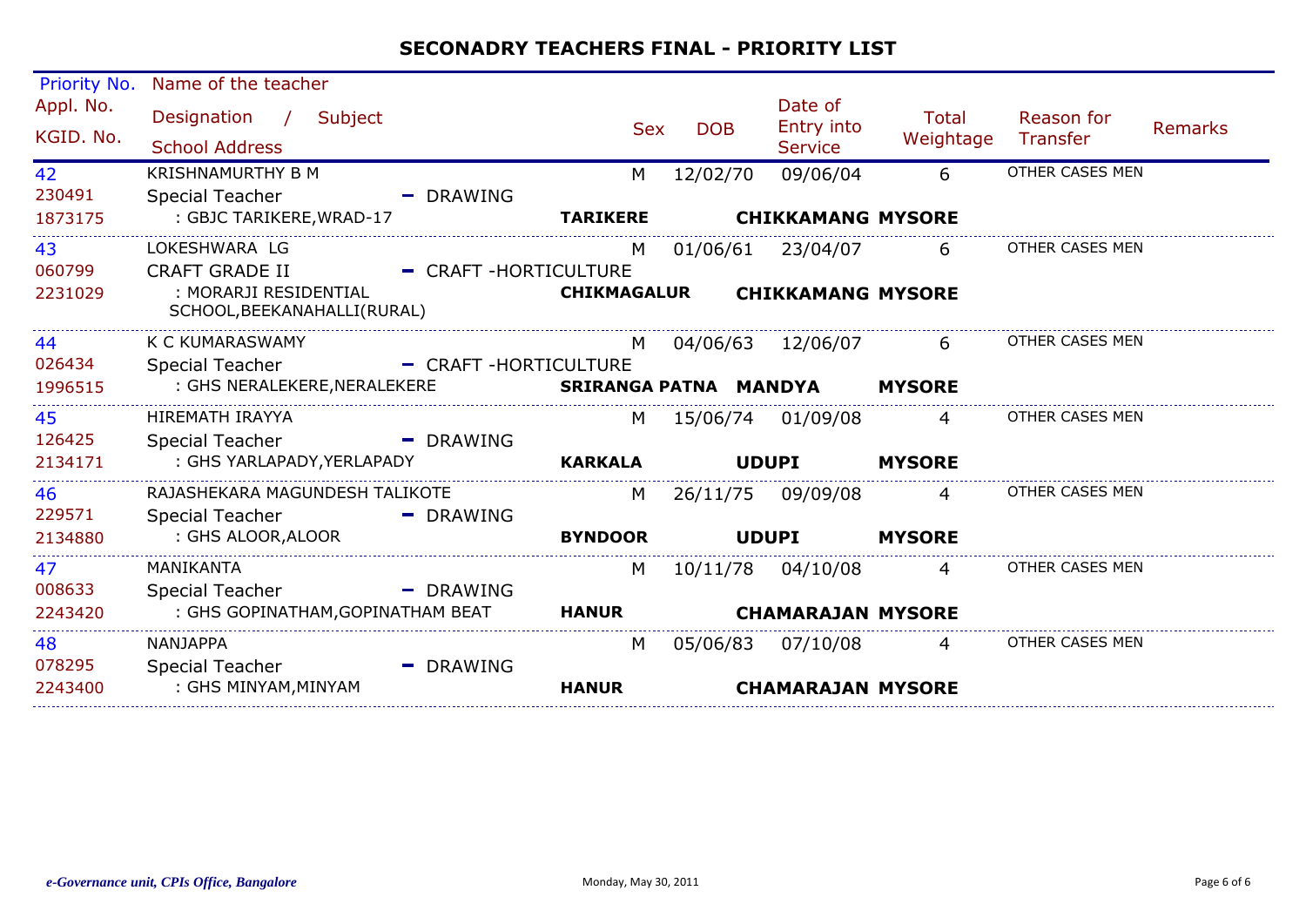## SECONADRY TEACHERS FINAL - PRIORITY LIST

| Priority No. / Appl. No. / KGID. No. | Name of the teacher / Designation / Subject / School Address | | Sex | DOB | Date of Entry into Service | Total Weightage | Reason for Transfer | Remarks |
|---|---|---|---|---|---|---|---|---|
| 42<br>230491<br>1873175 | KRISHNAMURTHY B M<br>Special Teacher - DRAWING<br>: GBJC TARIKERE,WRAD-17 | **TARIKERE** | M | 12/02/70 | 09/06/04<br>**CHIKKAMANG** | 6<br>**MYSORE** | OTHER CASES MEN | |
| 43<br>060799<br>2231029 | LOKESHWARA LG<br>CRAFT GRADE II - CRAFT -HORTICULTURE<br>: MORARJI RESIDENTIAL SCHOOL,BEEKANAHALLI(RURAL) | **CHIKMAGALUR** | M | 01/06/61 | 23/04/07<br>**CHIKKAMANG** | 6<br>**MYSORE** | OTHER CASES MEN | |
| 44<br>026434<br>1996515 | K C KUMARASWAMY<br>Special Teacher - CRAFT -HORTICULTURE<br>: GHS NERALEKERE,NERALEKERE | **SRIRANGA PATNA** | M | 04/06/63 | 12/06/07<br>**MANDYA** | 6<br>**MYSORE** | OTHER CASES MEN | |
| 45<br>126425<br>2134171 | HIREMATH IRAYYA<br>Special Teacher - DRAWING<br>: GHS YARLAPADY,YERLAPADY | **KARKALA** | M | 15/06/74 | 01/09/08<br>**UDUPI** | 4<br>**MYSORE** | OTHER CASES MEN | |
| 46<br>229571<br>2134880 | RAJASHEKARA MAGUNDESH TALIKOTE<br>Special Teacher - DRAWING<br>: GHS ALOOR,ALOOR | **BYNDOOR** | M | 26/11/75 | 09/09/08<br>**UDUPI** | 4<br>**MYSORE** | OTHER CASES MEN | |
| 47<br>008633<br>2243420 | MANIKANTA<br>Special Teacher - DRAWING<br>: GHS GOPINATHAM,GOPINATHAM BEAT | **HANUR** | M | 10/11/78 | 04/10/08<br>**CHAMARAJAN** | 4<br>**MYSORE** | OTHER CASES MEN | |
| 48<br>078295<br>2243400 | NANJAPPA<br>Special Teacher - DRAWING<br>: GHS MINYAM,MINYAM | **HANUR** | M | 05/06/83 | 07/10/08<br>**CHAMARAJAN** | 4<br>**MYSORE** | OTHER CASES MEN | |

*e-Governance unit, CPIs Office, Bangalore*

Monday, May 30, 2011